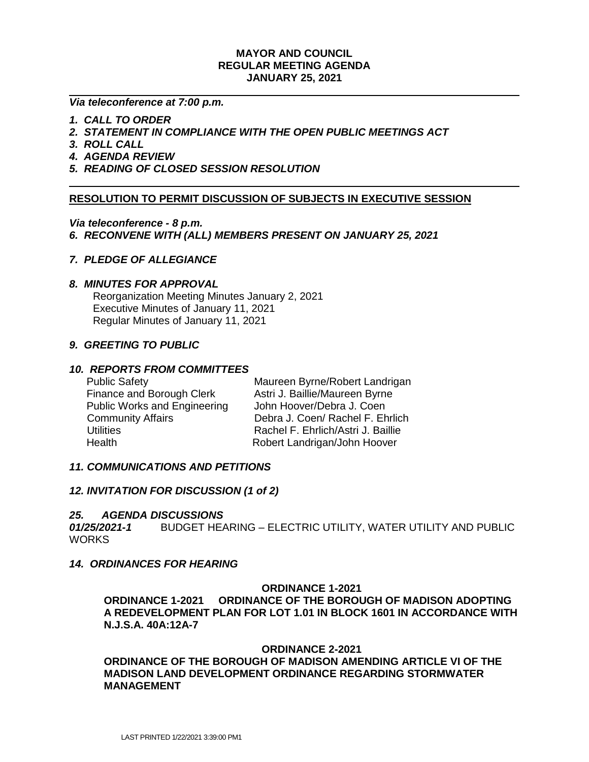**MAYOR AND COUNCIL**
**REGULAR MEETING AGENDA**
**JANUARY 25, 2021**

***Via teleconference at 7:00 p.m.***

1. ***CALL TO ORDER***
2. ***STATEMENT IN COMPLIANCE WITH THE OPEN PUBLIC MEETINGS ACT***
3. ***ROLL CALL***
4. ***AGENDA REVIEW***
5. ***READING OF CLOSED SESSION RESOLUTION***

**RESOLUTION TO PERMIT DISCUSSION OF SUBJECTS IN EXECUTIVE SESSION**

***Via teleconference - 8 p.m.***

***6. RECONVENE WITH (ALL) MEMBERS PRESENT ON JANUARY 25, 2021***

***7. PLEDGE OF ALLEGIANCE***

***8. MINUTES FOR APPROVAL***

Reorganization Meeting Minutes January 2, 2021
Executive Minutes of January 11, 2021
Regular Minutes of January 11, 2021

***9. GREETING TO PUBLIC***

***10. REPORTS FROM COMMITTEES***

| | |
|---|---|
| Public Safety | Maureen Byrne/Robert Landrigan |
| Finance and Borough Clerk | Astri J. Baillie/Maureen Byrne |
| Public Works and Engineering | John Hoover/Debra J. Coen |
| Community Affairs | Debra J. Coen/ Rachel F. Ehrlich |
| Utilities | Rachel F. Ehrlich/Astri J. Baillie |
| Health | Robert Landrigan/John Hoover |

***11. COMMUNICATIONS AND PETITIONS***

***12. INVITATION FOR DISCUSSION (1 of 2)***

***25. AGENDA DISCUSSIONS***

***01/25/2021-1*** BUDGET HEARING – ELECTRIC UTILITY, WATER UTILITY AND PUBLIC WORKS

***14. ORDINANCES FOR HEARING***

**ORDINANCE 1-2021**

**ORDINANCE 1-2021 ORDINANCE OF THE BOROUGH OF MADISON ADOPTING A REDEVELOPMENT PLAN FOR LOT 1.01 IN BLOCK 1601 IN ACCORDANCE WITH N.J.S.A. 40A:12A-7**

**ORDINANCE 2-2021**

**ORDINANCE OF THE BOROUGH OF MADISON AMENDING ARTICLE VI OF THE MADISON LAND DEVELOPMENT ORDINANCE REGARDING STORMWATER MANAGEMENT**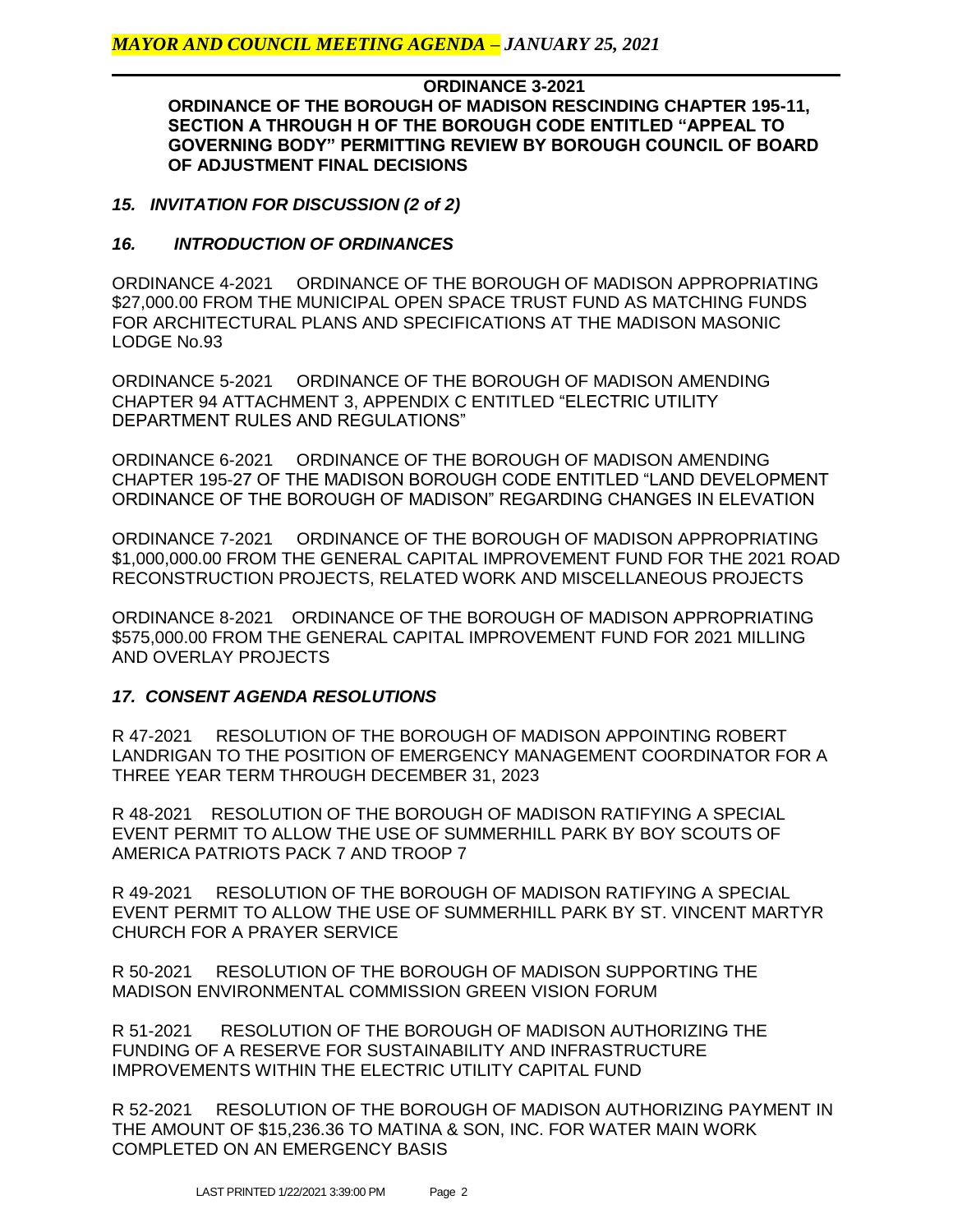**ORDINANCE 3-2021**

**ORDINANCE OF THE BOROUGH OF MADISON RESCINDING CHAPTER 195-11, SECTION A THROUGH H OF THE BOROUGH CODE ENTITLED "APPEAL TO GOVERNING BODY" PERMITTING REVIEW BY BOROUGH COUNCIL OF BOARD OF ADJUSTMENT FINAL DECISIONS**

***15. INVITATION FOR DISCUSSION (2 of 2)***

***16. INTRODUCTION OF ORDINANCES***

ORDINANCE 4-2021 ORDINANCE OF THE BOROUGH OF MADISON APPROPRIATING $27,000.00 FROM THE MUNICIPAL OPEN SPACE TRUST FUND AS MATCHING FUNDS FOR ARCHITECTURAL PLANS AND SPECIFICATIONS AT THE MADISON MASONIC LODGE No.93

ORDINANCE 5-2021 ORDINANCE OF THE BOROUGH OF MADISON AMENDING CHAPTER 94 ATTACHMENT 3, APPENDIX C ENTITLED "ELECTRIC UTILITY DEPARTMENT RULES AND REGULATIONS"

ORDINANCE 6-2021 ORDINANCE OF THE BOROUGH OF MADISON AMENDING CHAPTER 195-27 OF THE MADISON BOROUGH CODE ENTITLED "LAND DEVELOPMENT ORDINANCE OF THE BOROUGH OF MADISON" REGARDING CHANGES IN ELEVATION

ORDINANCE 7-2021 ORDINANCE OF THE BOROUGH OF MADISON APPROPRIATING $1,000,000.00 FROM THE GENERAL CAPITAL IMPROVEMENT FUND FOR THE 2021 ROAD RECONSTRUCTION PROJECTS, RELATED WORK AND MISCELLANEOUS PROJECTS

ORDINANCE 8-2021 ORDINANCE OF THE BOROUGH OF MADISON APPROPRIATING $575,000.00 FROM THE GENERAL CAPITAL IMPROVEMENT FUND FOR 2021 MILLING AND OVERLAY PROJECTS

***17. CONSENT AGENDA RESOLUTIONS***

R 47-2021 RESOLUTION OF THE BOROUGH OF MADISON APPOINTING ROBERT LANDRIGAN TO THE POSITION OF EMERGENCY MANAGEMENT COORDINATOR FOR A THREE YEAR TERM THROUGH DECEMBER 31, 2023

R 48-2021 RESOLUTION OF THE BOROUGH OF MADISON RATIFYING A SPECIAL EVENT PERMIT TO ALLOW THE USE OF SUMMERHILL PARK BY BOY SCOUTS OF AMERICA PATRIOTS PACK 7 AND TROOP 7

R 49-2021 RESOLUTION OF THE BOROUGH OF MADISON RATIFYING A SPECIAL EVENT PERMIT TO ALLOW THE USE OF SUMMERHILL PARK BY ST. VINCENT MARTYR CHURCH FOR A PRAYER SERVICE

R 50-2021 RESOLUTION OF THE BOROUGH OF MADISON SUPPORTING THE MADISON ENVIRONMENTAL COMMISSION GREEN VISION FORUM

R 51-2021 RESOLUTION OF THE BOROUGH OF MADISON AUTHORIZING THE FUNDING OF A RESERVE FOR SUSTAINABILITY AND INFRASTRUCTURE IMPROVEMENTS WITHIN THE ELECTRIC UTILITY CAPITAL FUND

R 52-2021 RESOLUTION OF THE BOROUGH OF MADISON AUTHORIZING PAYMENT IN THE AMOUNT OF $15,236.36 TO MATINA & SON, INC. FOR WATER MAIN WORK COMPLETED ON AN EMERGENCY BASIS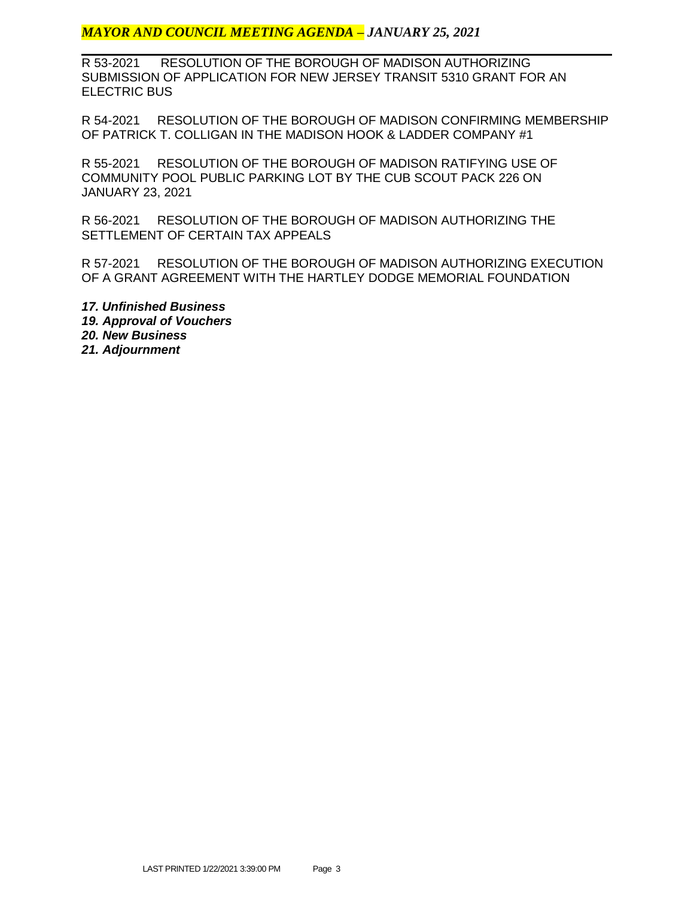R 53-2021 RESOLUTION OF THE BOROUGH OF MADISON AUTHORIZING SUBMISSION OF APPLICATION FOR NEW JERSEY TRANSIT 5310 GRANT FOR AN ELECTRIC BUS

R 54-2021 RESOLUTION OF THE BOROUGH OF MADISON CONFIRMING MEMBERSHIP OF PATRICK T. COLLIGAN IN THE MADISON HOOK & LADDER COMPANY #1

R 55-2021 RESOLUTION OF THE BOROUGH OF MADISON RATIFYING USE OF COMMUNITY POOL PUBLIC PARKING LOT BY THE CUB SCOUT PACK 226 ON JANUARY 23, 2021

R 56-2021 RESOLUTION OF THE BOROUGH OF MADISON AUTHORIZING THE SETTLEMENT OF CERTAIN TAX APPEALS

R 57-2021 RESOLUTION OF THE BOROUGH OF MADISON AUTHORIZING EXECUTION OF A GRANT AGREEMENT WITH THE HARTLEY DODGE MEMORIAL FOUNDATION

***17. Unfinished Business***
***19. Approval of Vouchers***
***20. New Business***
***21. Adjournment***